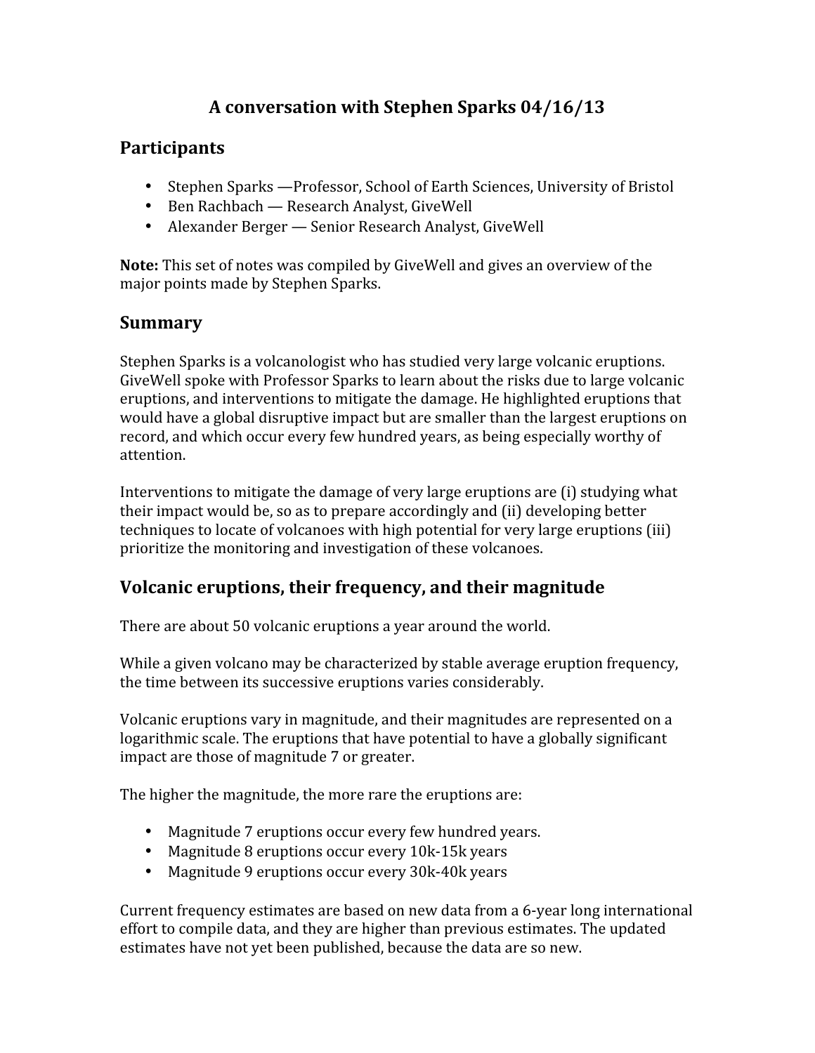# A conversation with Stephen Sparks 04/16/13

## Participants

- Stephen Sparks —Professor, School of Earth Sciences, University of Bristol
- Ben Rachbach — Research Analyst, GiveWell
- Alexander Berger — Senior Research Analyst, GiveWell

**Note:** This set of notes was compiled by GiveWell and gives an overview of the major points made by Stephen Sparks.

## Summary

Stephen Sparks is a volcanologist who has studied very large volcanic eruptions. GiveWell spoke with Professor Sparks to learn about the risks due to large volcanic eruptions, and interventions to mitigate the damage. He highlighted eruptions that would have a global disruptive impact but are smaller than the largest eruptions on record, and which occur every few hundred years, as being especially worthy of attention.

Interventions to mitigate the damage of very large eruptions are (i) studying what their impact would be, so as to prepare accordingly and (ii) developing better techniques to locate of volcanoes with high potential for very large eruptions (iii) prioritize the monitoring and investigation of these volcanoes.

## Volcanic eruptions, their frequency, and their magnitude

There are about 50 volcanic eruptions a year around the world.

While a given volcano may be characterized by stable average eruption frequency, the time between its successive eruptions varies considerably.

Volcanic eruptions vary in magnitude, and their magnitudes are represented on a logarithmic scale. The eruptions that have potential to have a globally significant impact are those of magnitude 7 or greater.

The higher the magnitude, the more rare the eruptions are:

- Magnitude 7 eruptions occur every few hundred years.
- Magnitude 8 eruptions occur every 10k-15k years
- Magnitude 9 eruptions occur every 30k-40k years

Current frequency estimates are based on new data from a 6-year long international effort to compile data, and they are higher than previous estimates. The updated estimates have not yet been published, because the data are so new.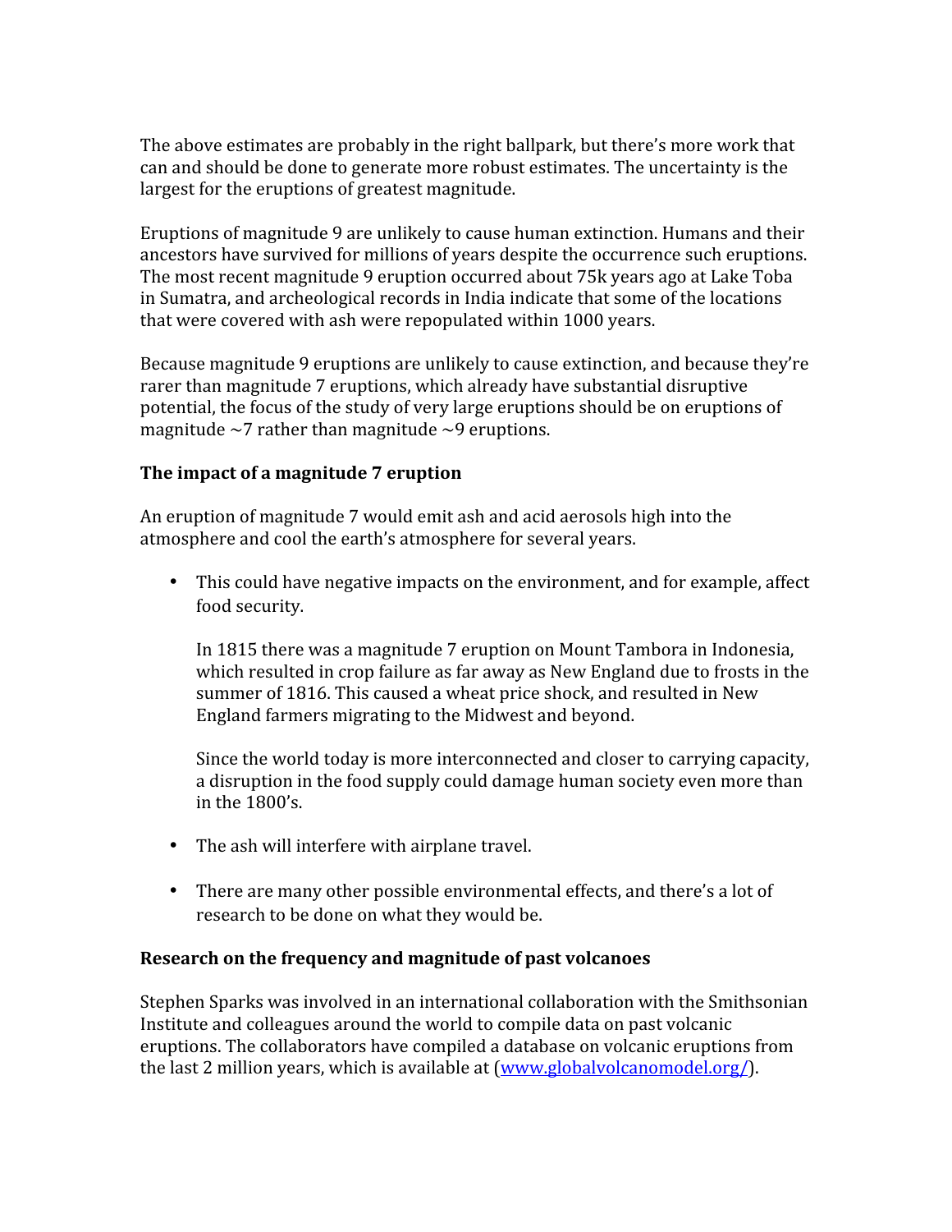The above estimates are probably in the right ballpark, but there's more work that can and should be done to generate more robust estimates. The uncertainty is the largest for the eruptions of greatest magnitude.

Eruptions of magnitude 9 are unlikely to cause human extinction. Humans and their ancestors have survived for millions of years despite the occurrence such eruptions. The most recent magnitude 9 eruption occurred about 75k years ago at Lake Toba in Sumatra, and archeological records in India indicate that some of the locations that were covered with ash were repopulated within 1000 years.

Because magnitude 9 eruptions are unlikely to cause extinction, and because they're rarer than magnitude 7 eruptions, which already have substantial disruptive potential, the focus of the study of very large eruptions should be on eruptions of magnitude ~7 rather than magnitude ~9 eruptions.

### The impact of a magnitude 7 eruption

An eruption of magnitude 7 would emit ash and acid aerosols high into the atmosphere and cool the earth's atmosphere for several years.

- This could have negative impacts on the environment, and for example, affect food security.

  In 1815 there was a magnitude 7 eruption on Mount Tambora in Indonesia, which resulted in crop failure as far away as New England due to frosts in the summer of 1816. This caused a wheat price shock, and resulted in New England farmers migrating to the Midwest and beyond.

  Since the world today is more interconnected and closer to carrying capacity, a disruption in the food supply could damage human society even more than in the 1800's.

- The ash will interfere with airplane travel.

- There are many other possible environmental effects, and there's a lot of research to be done on what they would be.

### Research on the frequency and magnitude of past volcanoes

Stephen Sparks was involved in an international collaboration with the Smithsonian Institute and colleagues around the world to compile data on past volcanic eruptions. The collaborators have compiled a database on volcanic eruptions from the last 2 million years, which is available at ([www.globalvolcanomodel.org/](www.globalvolcanomodel.org/)).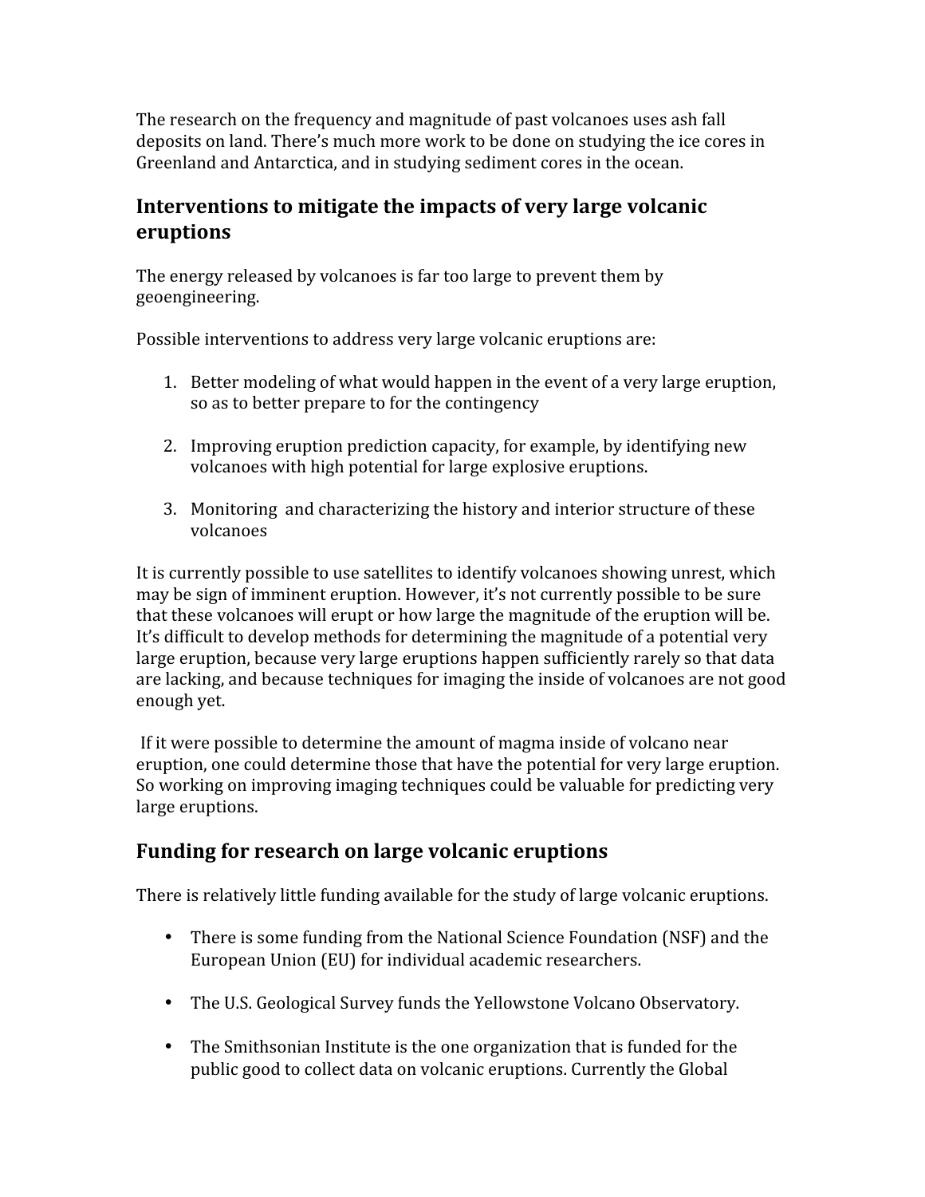The research on the frequency and magnitude of past volcanoes uses ash fall deposits on land. There's much more work to be done on studying the ice cores in Greenland and Antarctica, and in studying sediment cores in the ocean.

## Interventions to mitigate the impacts of very large volcanic eruptions

The energy released by volcanoes is far too large to prevent them by geoengineering.

Possible interventions to address very large volcanic eruptions are:

1. Better modeling of what would happen in the event of a very large eruption, so as to better prepare to for the contingency

2. Improving eruption prediction capacity, for example, by identifying new volcanoes with high potential for large explosive eruptions.

3. Monitoring and characterizing the history and interior structure of these volcanoes

It is currently possible to use satellites to identify volcanoes showing unrest, which may be sign of imminent eruption. However, it's not currently possible to be sure that these volcanoes will erupt or how large the magnitude of the eruption will be. It's difficult to develop methods for determining the magnitude of a potential very large eruption, because very large eruptions happen sufficiently rarely so that data are lacking, and because techniques for imaging the inside of volcanoes are not good enough yet.

If it were possible to determine the amount of magma inside of volcano near eruption, one could determine those that have the potential for very large eruption. So working on improving imaging techniques could be valuable for predicting very large eruptions.

## Funding for research on large volcanic eruptions

There is relatively little funding available for the study of large volcanic eruptions.

- There is some funding from the National Science Foundation (NSF) and the European Union (EU) for individual academic researchers.

- The U.S. Geological Survey funds the Yellowstone Volcano Observatory.

- The Smithsonian Institute is the one organization that is funded for the public good to collect data on volcanic eruptions. Currently the Global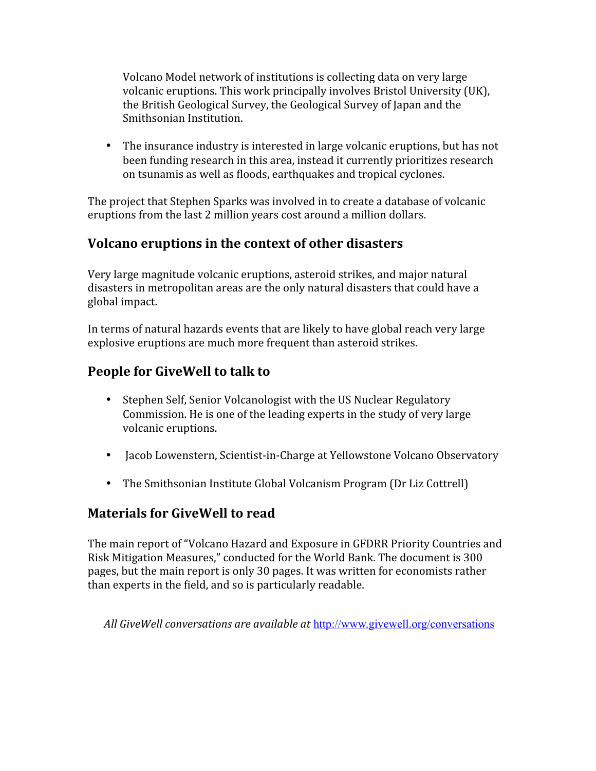Volcano Model network of institutions is collecting data on very large volcanic eruptions. This work principally involves Bristol University (UK), the British Geological Survey, the Geological Survey of Japan and the Smithsonian Institution.

- The insurance industry is interested in large volcanic eruptions, but has not been funding research in this area, instead it currently prioritizes research on tsunamis as well as floods, earthquakes and tropical cyclones.

The project that Stephen Sparks was involved in to create a database of volcanic eruptions from the last 2 million years cost around a million dollars.

## Volcano eruptions in the context of other disasters

Very large magnitude volcanic eruptions, asteroid strikes, and major natural disasters in metropolitan areas are the only natural disasters that could have a global impact.

In terms of natural hazards events that are likely to have global reach very large explosive eruptions are much more frequent than asteroid strikes.

## People for GiveWell to talk to

- Stephen Self, Senior Volcanologist with the US Nuclear Regulatory Commission. He is one of the leading experts in the study of very large volcanic eruptions.
- Jacob Lowenstern, Scientist-in-Charge at Yellowstone Volcano Observatory
- The Smithsonian Institute Global Volcanism Program (Dr Liz Cottrell)

## Materials for GiveWell to read

The main report of "Volcano Hazard and Exposure in GFDRR Priority Countries and Risk Mitigation Measures," conducted for the World Bank. The document is 300 pages, but the main report is only 30 pages. It was written for economists rather than experts in the field, and so is particularly readable.

*All GiveWell conversations are available at* http://www.givewell.org/conversations